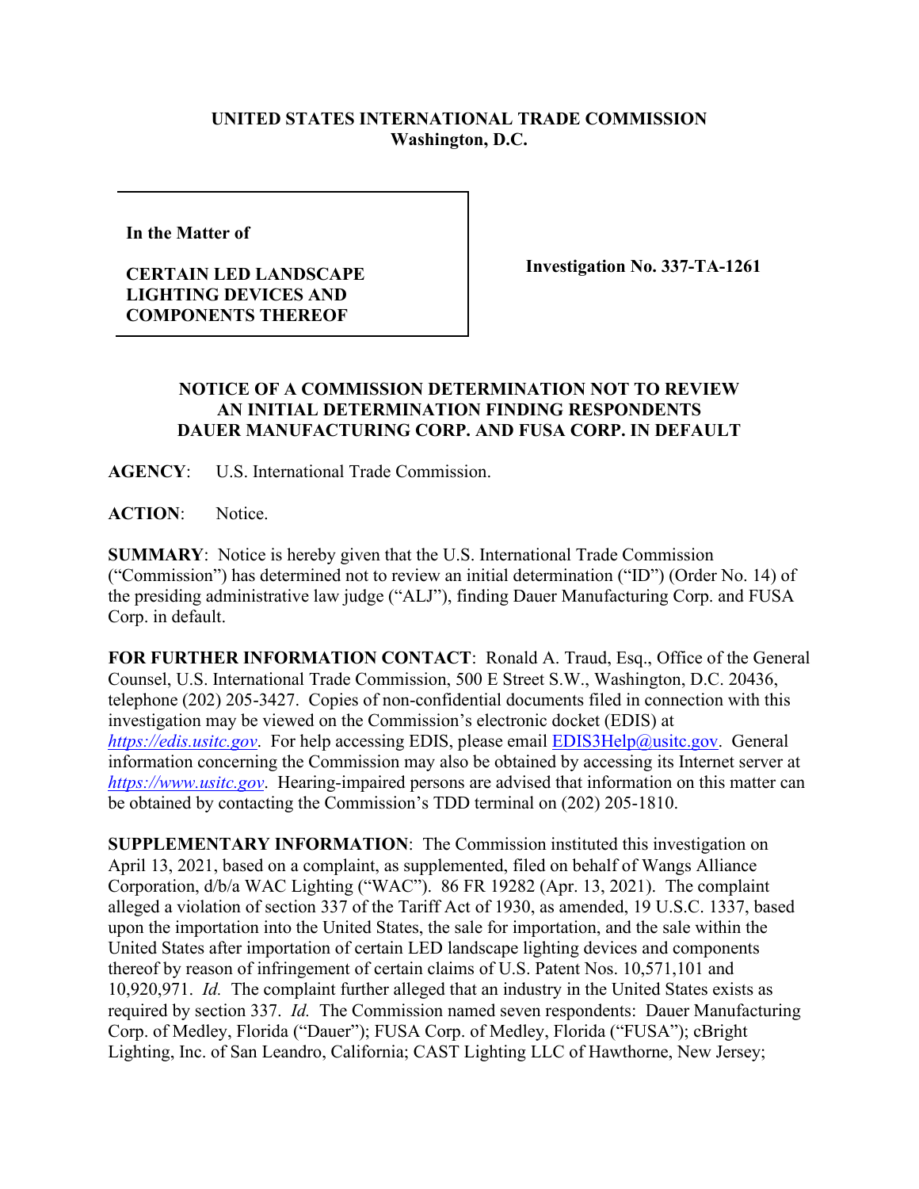**UNITED STATES INTERNATIONAL TRADE COMMISSION**
**Washington, D.C.**

| In the Matter of<br><br>**CERTAIN LED LANDSCAPE LIGHTING DEVICES AND COMPONENTS THEREOF** | **Investigation No. 337-TA-1261** |
|---|---|

**NOTICE OF A COMMISSION DETERMINATION NOT TO REVIEW AN INITIAL DETERMINATION FINDING RESPONDENTS DAUER MANUFACTURING CORP. AND FUSA CORP. IN DEFAULT**

**AGENCY**: U.S. International Trade Commission.

**ACTION**: Notice.

**SUMMARY**: Notice is hereby given that the U.S. International Trade Commission ("Commission") has determined not to review an initial determination ("ID") (Order No. 14) of the presiding administrative law judge ("ALJ"), finding Dauer Manufacturing Corp. and FUSA Corp. in default.

**FOR FURTHER INFORMATION CONTACT**: Ronald A. Traud, Esq., Office of the General Counsel, U.S. International Trade Commission, 500 E Street S.W., Washington, D.C. 20436, telephone (202) 205-3427. Copies of non-confidential documents filed in connection with this investigation may be viewed on the Commission's electronic docket (EDIS) at *https://edis.usitc.gov*. For help accessing EDIS, please email EDIS3Help@usitc.gov. General information concerning the Commission may also be obtained by accessing its Internet server at *https://www.usitc.gov*. Hearing-impaired persons are advised that information on this matter can be obtained by contacting the Commission's TDD terminal on (202) 205-1810.

**SUPPLEMENTARY INFORMATION**: The Commission instituted this investigation on April 13, 2021, based on a complaint, as supplemented, filed on behalf of Wangs Alliance Corporation, d/b/a WAC Lighting ("WAC"). 86 FR 19282 (Apr. 13, 2021). The complaint alleged a violation of section 337 of the Tariff Act of 1930, as amended, 19 U.S.C. 1337, based upon the importation into the United States, the sale for importation, and the sale within the United States after importation of certain LED landscape lighting devices and components thereof by reason of infringement of certain claims of U.S. Patent Nos. 10,571,101 and 10,920,971. *Id.* The complaint further alleged that an industry in the United States exists as required by section 337. *Id.* The Commission named seven respondents: Dauer Manufacturing Corp. of Medley, Florida ("Dauer"); FUSA Corp. of Medley, Florida ("FUSA"); cBright Lighting, Inc. of San Leandro, California; CAST Lighting LLC of Hawthorne, New Jersey;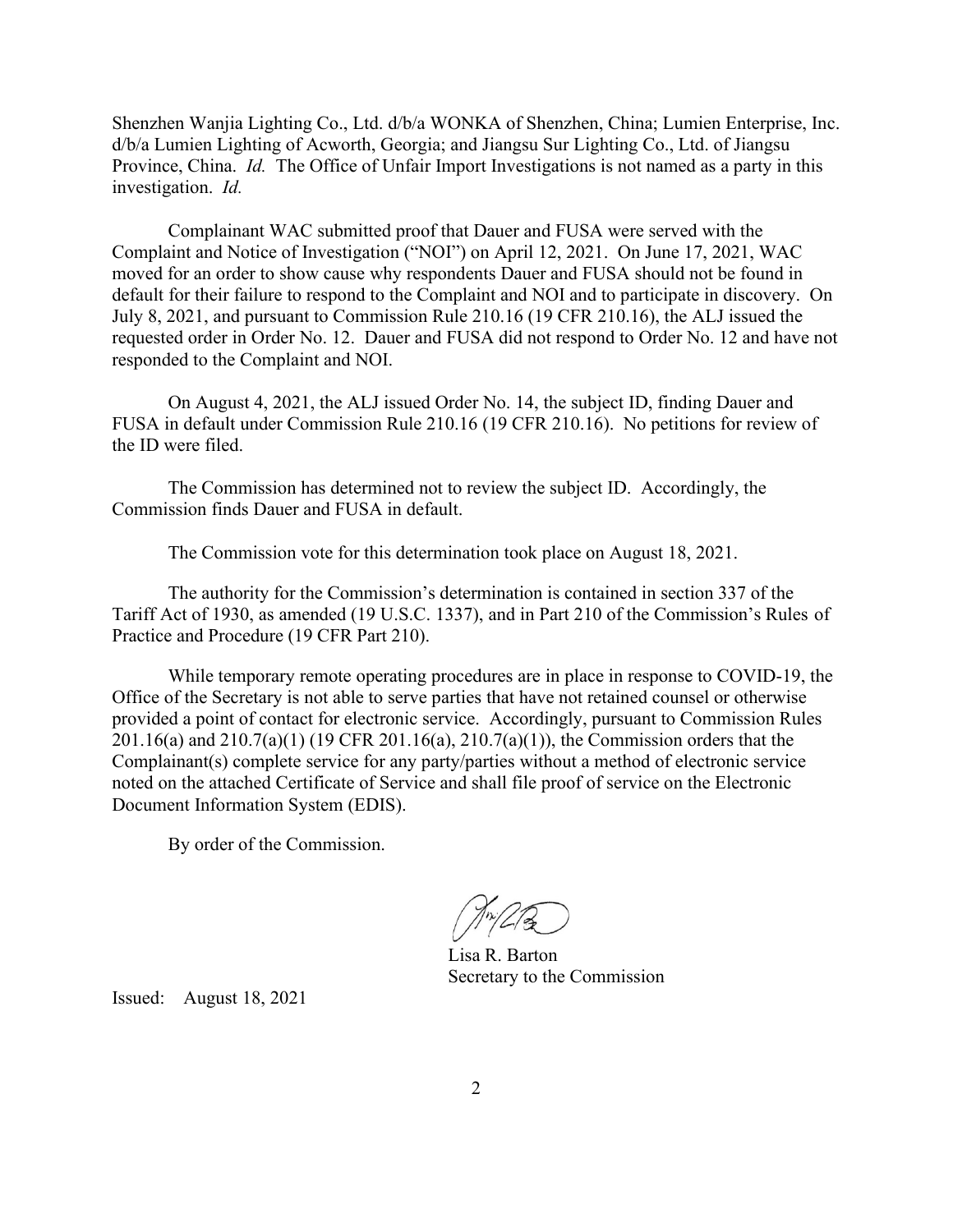Shenzhen Wanjia Lighting Co., Ltd. d/b/a WONKA of Shenzhen, China; Lumien Enterprise, Inc. d/b/a Lumien Lighting of Acworth, Georgia; and Jiangsu Sur Lighting Co., Ltd. of Jiangsu Province, China. *Id.* The Office of Unfair Import Investigations is not named as a party in this investigation. *Id.*

Complainant WAC submitted proof that Dauer and FUSA were served with the Complaint and Notice of Investigation ("NOI") on April 12, 2021. On June 17, 2021, WAC moved for an order to show cause why respondents Dauer and FUSA should not be found in default for their failure to respond to the Complaint and NOI and to participate in discovery. On July 8, 2021, and pursuant to Commission Rule 210.16 (19 CFR 210.16), the ALJ issued the requested order in Order No. 12. Dauer and FUSA did not respond to Order No. 12 and have not responded to the Complaint and NOI.

On August 4, 2021, the ALJ issued Order No. 14, the subject ID, finding Dauer and FUSA in default under Commission Rule 210.16 (19 CFR 210.16). No petitions for review of the ID were filed.

The Commission has determined not to review the subject ID. Accordingly, the Commission finds Dauer and FUSA in default.

The Commission vote for this determination took place on August 18, 2021.

The authority for the Commission's determination is contained in section 337 of the Tariff Act of 1930, as amended (19 U.S.C. 1337), and in Part 210 of the Commission's Rules of Practice and Procedure (19 CFR Part 210).

While temporary remote operating procedures are in place in response to COVID-19, the Office of the Secretary is not able to serve parties that have not retained counsel or otherwise provided a point of contact for electronic service. Accordingly, pursuant to Commission Rules 201.16(a) and 210.7(a)(1) (19 CFR 201.16(a), 210.7(a)(1)), the Commission orders that the Complainant(s) complete service for any party/parties without a method of electronic service noted on the attached Certificate of Service and shall file proof of service on the Electronic Document Information System (EDIS).

By order of the Commission.

Lisa R. Barton
Secretary to the Commission

Issued: August 18, 2021